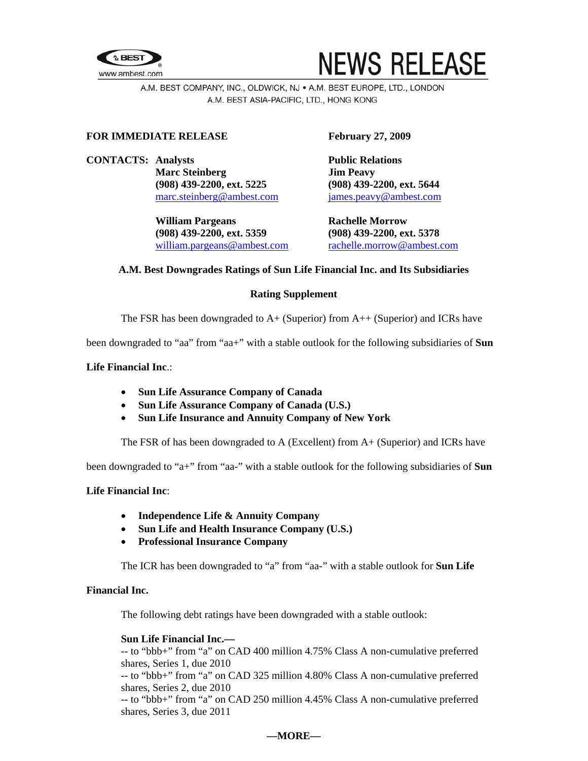# NEWS RELEASE

A.M. BEST COMPANY, INC., OLDWICK, NJ • A.M. BEST EUROPE, LTD., LONDON
A.M. BEST ASIA-PACIFIC, LTD., HONG KONG

**FOR IMMEDIATE RELEASE** **February 27, 2009**

**CONTACTS:**

**Analysts**
**Marc Steinberg**
**(908) 439-2200, ext. 5225**
marc.steinberg@ambest.com

**William Pargeans**
**(908) 439-2200, ext. 5359**
william.pargeans@ambest.com

**Public Relations**
**Jim Peavy**
**(908) 439-2200, ext. 5644**
james.peavy@ambest.com

**Rachelle Morrow**
**(908) 439-2200, ext. 5378**
rachelle.morrow@ambest.com

## A.M. Best Downgrades Ratings of Sun Life Financial Inc. and Its Subsidiaries

### Rating Supplement

The FSR has been downgraded to A+ (Superior) from A++ (Superior) and ICRs have been downgraded to "aa" from "aa+" with a stable outlook for the following subsidiaries of **Sun Life Financial Inc**.:

- **Sun Life Assurance Company of Canada**
- **Sun Life Assurance Company of Canada (U.S.)**
- **Sun Life Insurance and Annuity Company of New York**

The FSR of has been downgraded to A (Excellent) from A+ (Superior) and ICRs have been downgraded to "a+" from "aa-" with a stable outlook for the following subsidiaries of **Sun Life Financial Inc**:

- **Independence Life & Annuity Company**
- **Sun Life and Health Insurance Company (U.S.)**
- **Professional Insurance Company**

The ICR has been downgraded to "a" from "aa-" with a stable outlook for **Sun Life Financial Inc.**

The following debt ratings have been downgraded with a stable outlook:

**Sun Life Financial Inc.—**
-- to "bbb+" from "a" on CAD 400 million 4.75% Class A non-cumulative preferred shares, Series 1, due 2010
-- to "bbb+" from "a" on CAD 325 million 4.80% Class A non-cumulative preferred shares, Series 2, due 2010
-- to "bbb+" from "a" on CAD 250 million 4.45% Class A non-cumulative preferred shares, Series 3, due 2011

**—MORE—**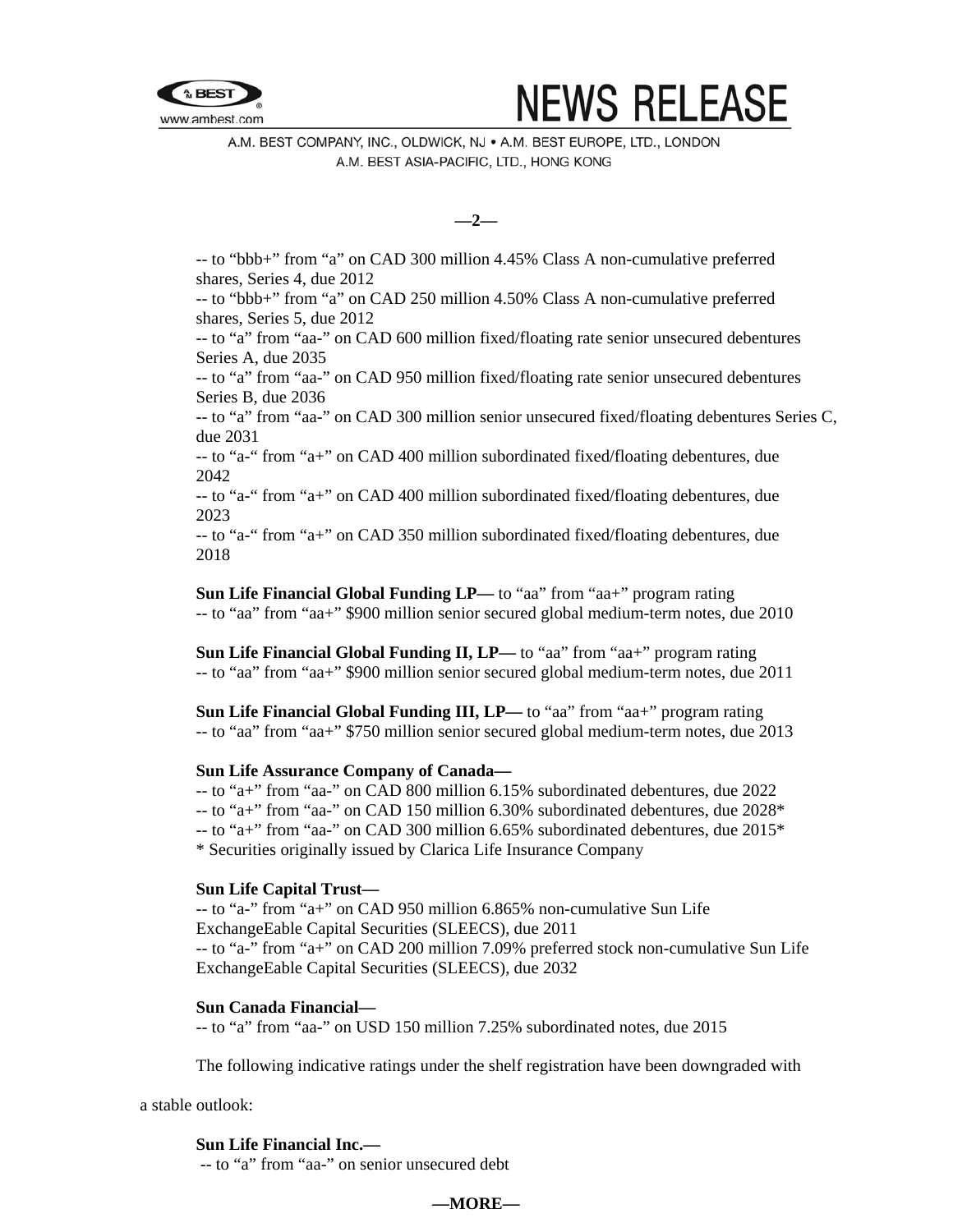-- to "bbb+" from "a" on CAD 300 million 4.45% Class A non-cumulative preferred shares, Series 4, due 2012
-- to "bbb+" from "a" on CAD 250 million 4.50% Class A non-cumulative preferred shares, Series 5, due 2012
-- to "a" from "aa-" on CAD 600 million fixed/floating rate senior unsecured debentures Series A, due 2035
-- to "a" from "aa-" on CAD 950 million fixed/floating rate senior unsecured debentures Series B, due 2036
-- to "a" from "aa-" on CAD 300 million senior unsecured fixed/floating debentures Series C, due 2031
-- to "a-" from "a+" on CAD 400 million subordinated fixed/floating debentures, due 2042
-- to "a-" from "a+" on CAD 400 million subordinated fixed/floating debentures, due 2023
-- to "a-" from "a+" on CAD 350 million subordinated fixed/floating debentures, due 2018

**Sun Life Financial Global Funding LP—** to "aa" from "aa+" program rating
-- to "aa" from "aa+" $900 million senior secured global medium-term notes, due 2010

**Sun Life Financial Global Funding II, LP—** to "aa" from "aa+" program rating
-- to "aa" from "aa+" $900 million senior secured global medium-term notes, due 2011

**Sun Life Financial Global Funding III, LP—** to "aa" from "aa+" program rating
-- to "aa" from "aa+" $750 million senior secured global medium-term notes, due 2013

**Sun Life Assurance Company of Canada—**
-- to "a+" from "aa-" on CAD 800 million 6.15% subordinated debentures, due 2022
-- to "a+" from "aa-" on CAD 150 million 6.30% subordinated debentures, due 2028*
-- to "a+" from "aa-" on CAD 300 million 6.65% subordinated debentures, due 2015*
* Securities originally issued by Clarica Life Insurance Company

**Sun Life Capital Trust—**
-- to "a-" from "a+" on CAD 950 million 6.865% non-cumulative Sun Life ExchangeEable Capital Securities (SLEECS), due 2011
-- to "a-" from "a+" on CAD 200 million 7.09% preferred stock non-cumulative Sun Life ExchangeEable Capital Securities (SLEECS), due 2032

**Sun Canada Financial—**
-- to "a" from "aa-" on USD 150 million 7.25% subordinated notes, due 2015

The following indicative ratings under the shelf registration have been downgraded with a stable outlook:

**Sun Life Financial Inc.—**
-- to "a" from "aa-" on senior unsecured debt

—MORE—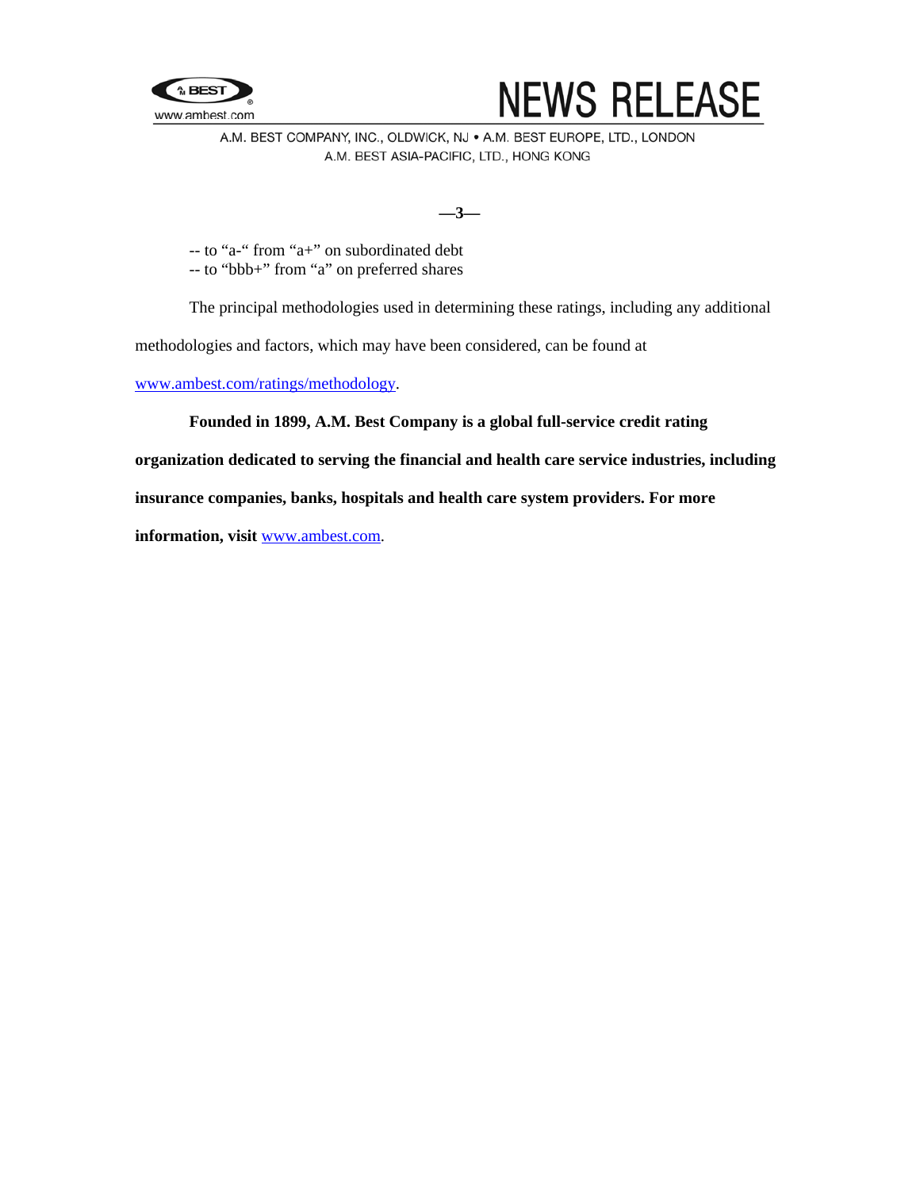-- to "a-" from "a+" on subordinated debt
-- to "bbb+" from "a" on preferred shares

The principal methodologies used in determining these ratings, including any additional methodologies and factors, which may have been considered, can be found at www.ambest.com/ratings/methodology.

**Founded in 1899, A.M. Best Company is a global full-service credit rating organization dedicated to serving the financial and health care service industries, including insurance companies, banks, hospitals and health care system providers. For more information, visit** www.ambest.com.